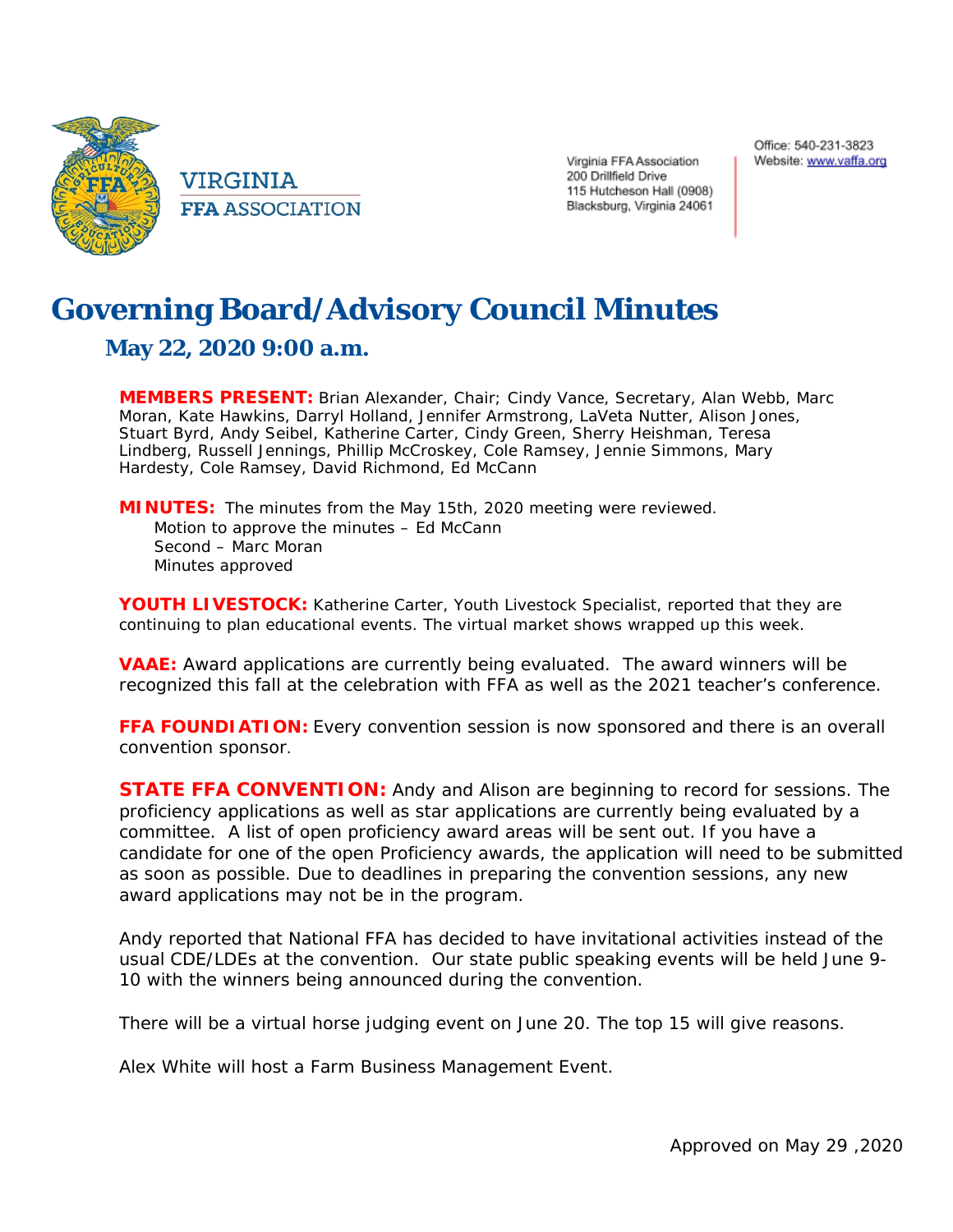VIRGINIA
FFA ASSOCIATION

Virginia FFA Association
200 Drillfield Drive
115 Hutcheson Hall (0908)
Blacksburg, Virginia 24061

Office: 540-231-3823
Website: www.vaffa.org

# Governing Board/Advisory Council Minutes

## May 22, 2020 9:00 a.m.

**MEMBERS PRESENT:** Brian Alexander, Chair; Cindy Vance, Secretary, Alan Webb, Marc Moran, Kate Hawkins, Darryl Holland, Jennifer Armstrong, LaVeta Nutter, Alison Jones, Stuart Byrd, Andy Seibel, Katherine Carter, Cindy Green, Sherry Heishman, Teresa Lindberg, Russell Jennings, Phillip McCroskey, Cole Ramsey, Jennie Simmons, Mary Hardesty, Cole Ramsey, David Richmond, Ed McCann

**MINUTES:** The minutes from the May 15th, 2020 meeting were reviewed.
Motion to approve the minutes – Ed McCann
Second – Marc Moran
Minutes approved

**YOUTH LIVESTOCK:** Katherine Carter, Youth Livestock Specialist, reported that they are continuing to plan educational events. The virtual market shows wrapped up this week.

**VAAE:** Award applications are currently being evaluated. The award winners will be recognized this fall at the celebration with FFA as well as the 2021 teacher's conference.

**FFA FOUNDIATION:** Every convention session is now sponsored and there is an overall convention sponsor.

**STATE FFA CONVENTION:** Andy and Alison are beginning to record for sessions. The proficiency applications as well as star applications are currently being evaluated by a committee. A list of open proficiency award areas will be sent out. If you have a candidate for one of the open Proficiency awards, the application will need to be submitted as soon as possible. Due to deadlines in preparing the convention sessions, any new award applications may not be in the program.

Andy reported that National FFA has decided to have invitational activities instead of the usual CDE/LDEs at the convention. Our state public speaking events will be held June 9-10 with the winners being announced during the convention.

There will be a virtual horse judging event on June 20. The top 15 will give reasons.

Alex White will host a Farm Business Management Event.

Approved on May 29 ,2020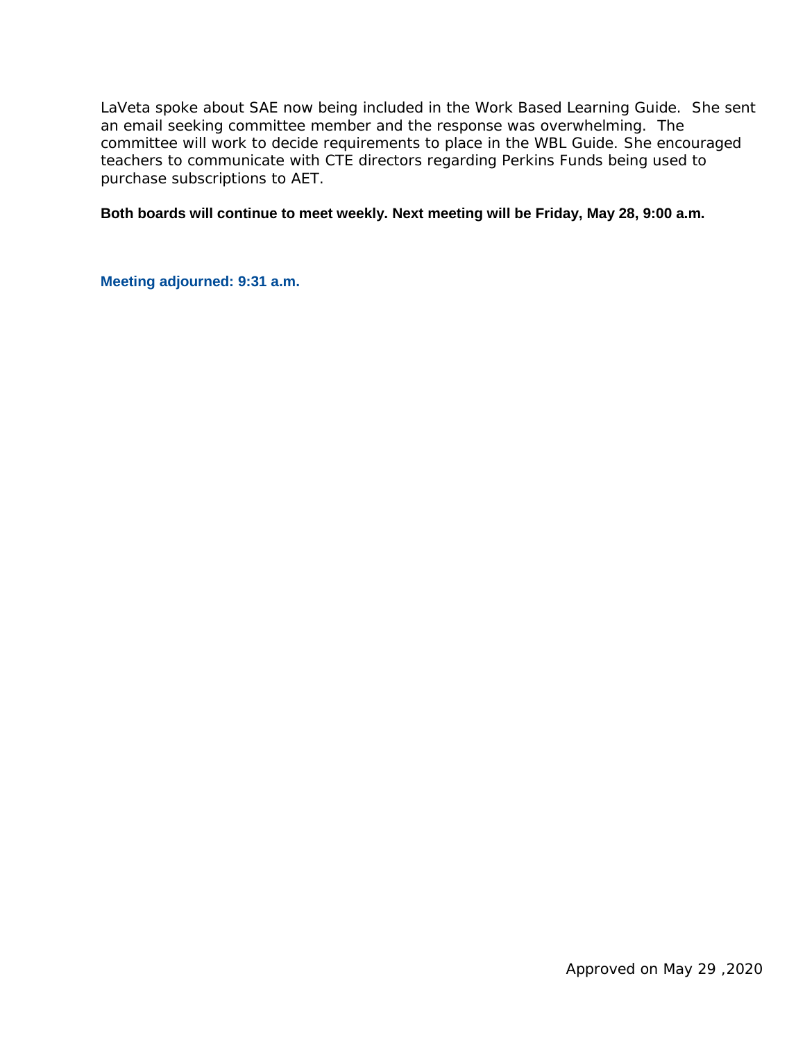LaVeta spoke about SAE now being included in the Work Based Learning Guide. She sent an email seeking committee member and the response was overwhelming. The committee will work to decide requirements to place in the WBL Guide. She encouraged teachers to communicate with CTE directors regarding Perkins Funds being used to purchase subscriptions to AET.

**Both boards will continue to meet weekly. Next meeting will be Friday, May 28, 9:00 a.m.**

**Meeting adjourned: 9:31 a.m.**

Approved on May 29 ,2020